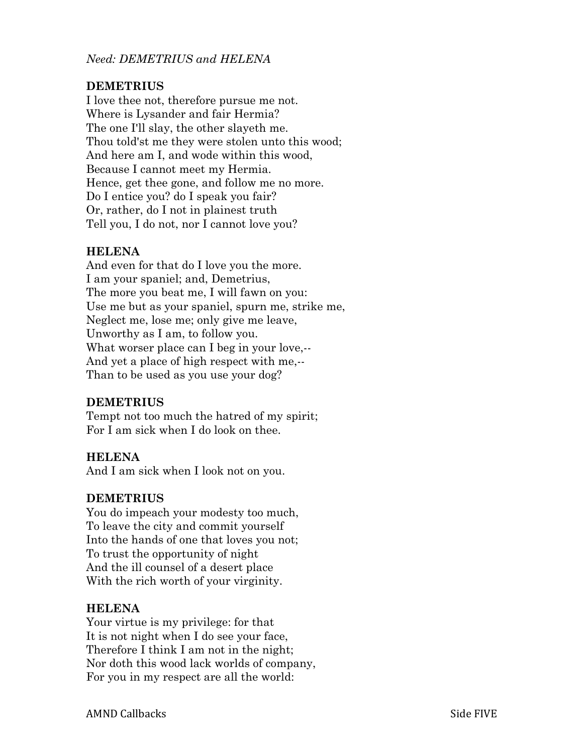*Need: DEMETRIUS and HELENA*

**DEMETRIUS**
I love thee not, therefore pursue me not.
Where is Lysander and fair Hermia?
The one I'll slay, the other slayeth me.
Thou told'st me they were stolen unto this wood;
And here am I, and wode within this wood,
Because I cannot meet my Hermia.
Hence, get thee gone, and follow me no more.
Do I entice you? do I speak you fair?
Or, rather, do I not in plainest truth
Tell you, I do not, nor I cannot love you?

**HELENA**
And even for that do I love you the more.
I am your spaniel; and, Demetrius,
The more you beat me, I will fawn on you:
Use me but as your spaniel, spurn me, strike me,
Neglect me, lose me; only give me leave,
Unworthy as I am, to follow you.
What worser place can I beg in your love,--
And yet a place of high respect with me,--
Than to be used as you use your dog?

**DEMETRIUS**
Tempt not too much the hatred of my spirit;
For I am sick when I do look on thee.

**HELENA**
And I am sick when I look not on you.

**DEMETRIUS**
You do impeach your modesty too much,
To leave the city and commit yourself
Into the hands of one that loves you not;
To trust the opportunity of night
And the ill counsel of a desert place
With the rich worth of your virginity.

**HELENA**
Your virtue is my privilege: for that
It is not night when I do see your face,
Therefore I think I am not in the night;
Nor doth this wood lack worlds of company,
For you in my respect are all the world: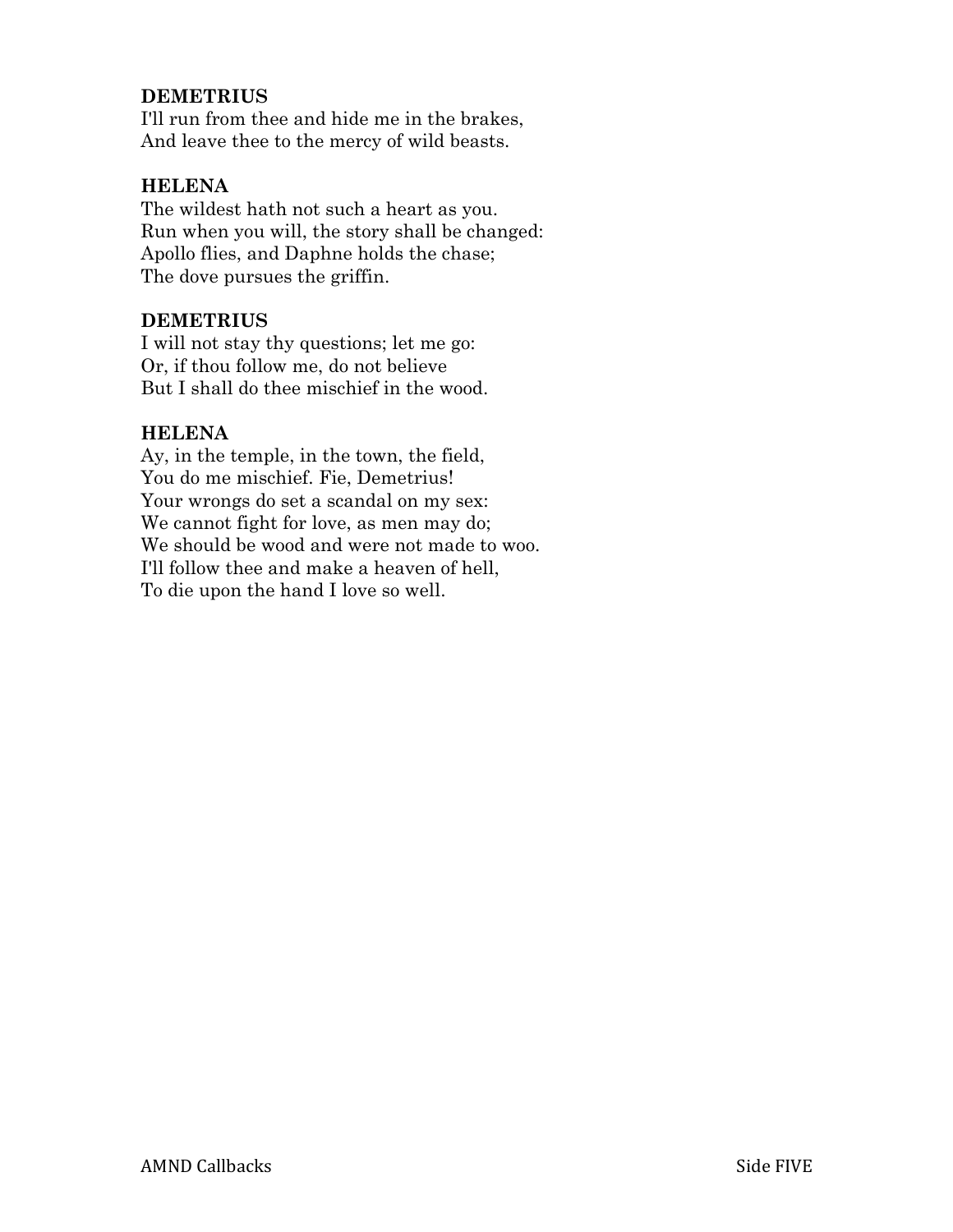**DEMETRIUS**
I'll run from thee and hide me in the brakes,
And leave thee to the mercy of wild beasts.

**HELENA**
The wildest hath not such a heart as you.
Run when you will, the story shall be changed:
Apollo flies, and Daphne holds the chase;
The dove pursues the griffin.

**DEMETRIUS**
I will not stay thy questions; let me go:
Or, if thou follow me, do not believe
But I shall do thee mischief in the wood.

**HELENA**
Ay, in the temple, in the town, the field,
You do me mischief. Fie, Demetrius!
Your wrongs do set a scandal on my sex:
We cannot fight for love, as men may do;
We should be wood and were not made to woo.
I'll follow thee and make a heaven of hell,
To die upon the hand I love so well.